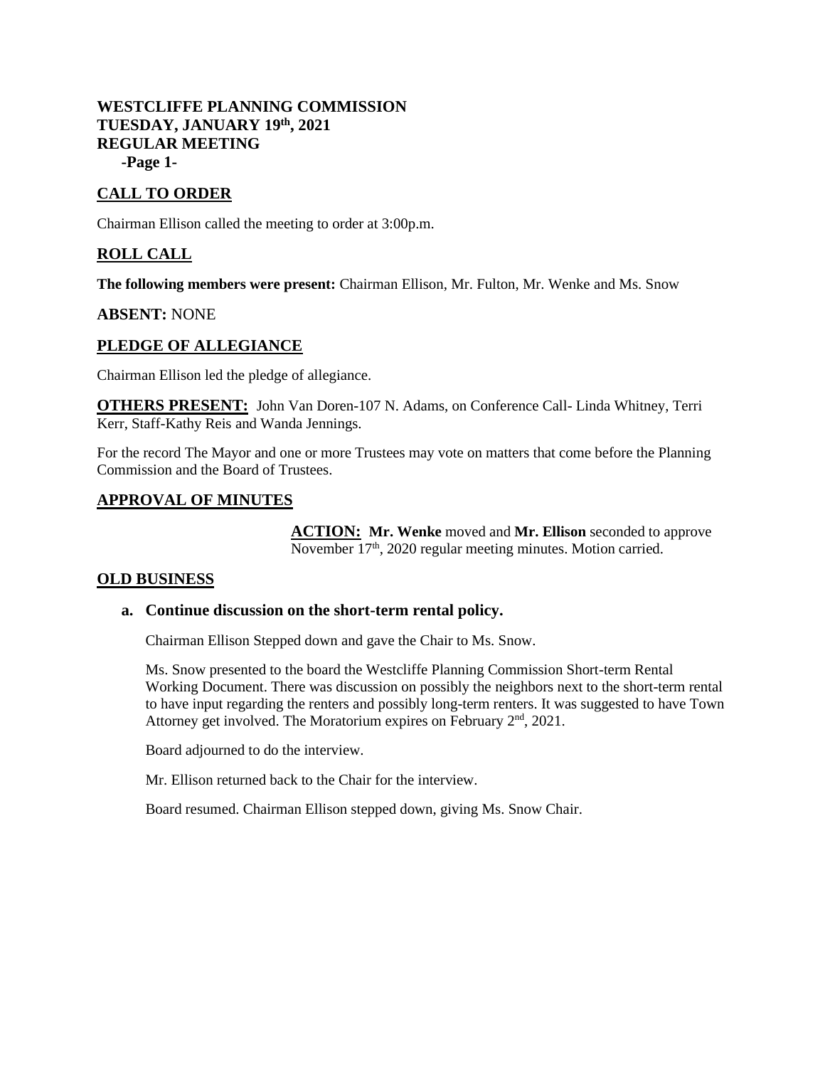**WESTCLIFFE PLANNING COMMISSION**
**TUESDAY, JANUARY 19th, 2021**
**REGULAR MEETING**

## CALL TO ORDER

Chairman Ellison called the meeting to order at 3:00p.m.

## ROLL CALL

**The following members were present:** Chairman Ellison, Mr. Fulton, Mr. Wenke and Ms. Snow

**ABSENT:** NONE

## PLEDGE OF ALLEGIANCE

Chairman Ellison led the pledge of allegiance.

**OTHERS PRESENT:** John Van Doren-107 N. Adams, on Conference Call- Linda Whitney, Terri Kerr, Staff-Kathy Reis and Wanda Jennings.

For the record The Mayor and one or more Trustees may vote on matters that come before the Planning Commission and the Board of Trustees.

## APPROVAL OF MINUTES

**ACTION:** **Mr. Wenke** moved and **Mr. Ellison** seconded to approve November 17th, 2020 regular meeting minutes. Motion carried.

## OLD BUSINESS

**a. Continue discussion on the short-term rental policy.**

Chairman Ellison Stepped down and gave the Chair to Ms. Snow.

Ms. Snow presented to the board the Westcliffe Planning Commission Short-term Rental Working Document. There was discussion on possibly the neighbors next to the short-term rental to have input regarding the renters and possibly long-term renters. It was suggested to have Town Attorney get involved. The Moratorium expires on February 2nd, 2021.

Board adjourned to do the interview.

Mr. Ellison returned back to the Chair for the interview.

Board resumed. Chairman Ellison stepped down, giving Ms. Snow Chair.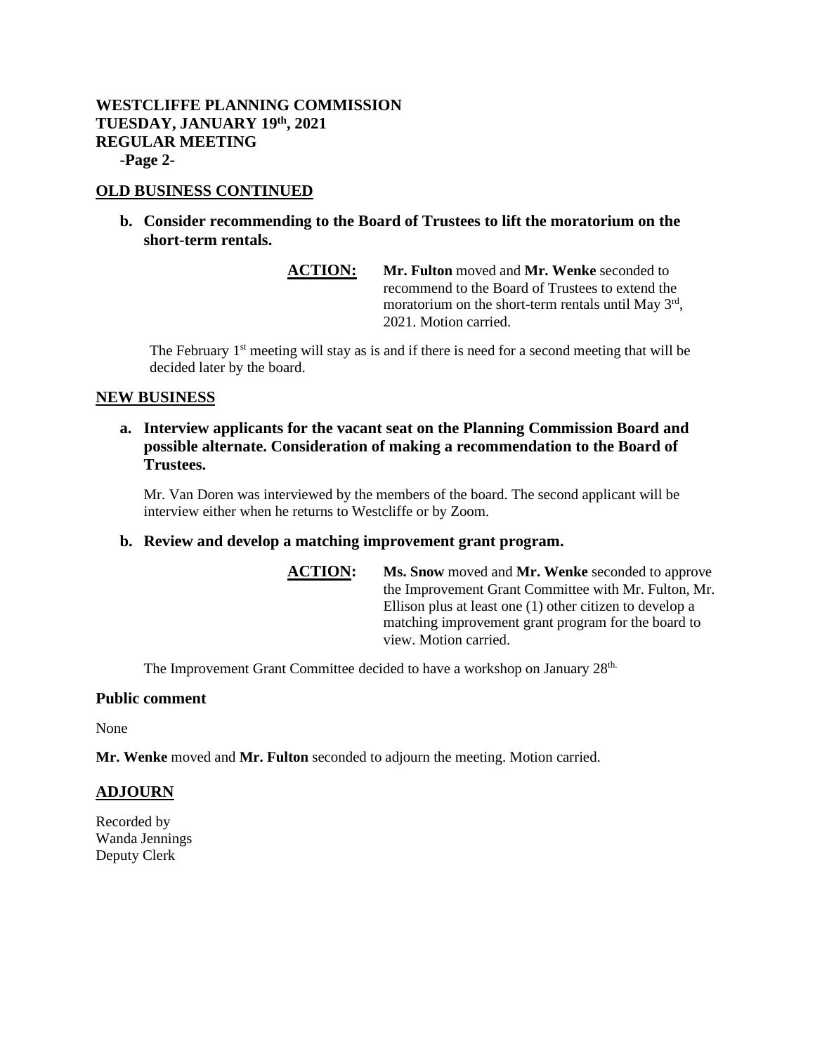**WESTCLIFFE PLANNING COMMISSION**
**TUESDAY, JANUARY 19th, 2021**
**REGULAR MEETING**
**-Page 2-**

## OLD BUSINESS CONTINUED

**b. Consider recommending to the Board of Trustees to lift the moratorium on the short-term rentals.**

**ACTION:** **Mr. Fulton** moved and **Mr. Wenke** seconded to recommend to the Board of Trustees to extend the moratorium on the short-term rentals until May 3rd, 2021. Motion carried.

The February 1st meeting will stay as is and if there is need for a second meeting that will be decided later by the board.

## NEW BUSINESS

**a. Interview applicants for the vacant seat on the Planning Commission Board and possible alternate. Consideration of making a recommendation to the Board of Trustees.**

Mr. Van Doren was interviewed by the members of the board. The second applicant will be interview either when he returns to Westcliffe or by Zoom.

**b. Review and develop a matching improvement grant program.**

**ACTION:** **Ms. Snow** moved and **Mr. Wenke** seconded to approve the Improvement Grant Committee with Mr. Fulton, Mr. Ellison plus at least one (1) other citizen to develop a matching improvement grant program for the board to view. Motion carried.

The Improvement Grant Committee decided to have a workshop on January 28th.

### Public comment

None

**Mr. Wenke** moved and **Mr. Fulton** seconded to adjourn the meeting. Motion carried.

## ADJOURN

Recorded by
Wanda Jennings
Deputy Clerk